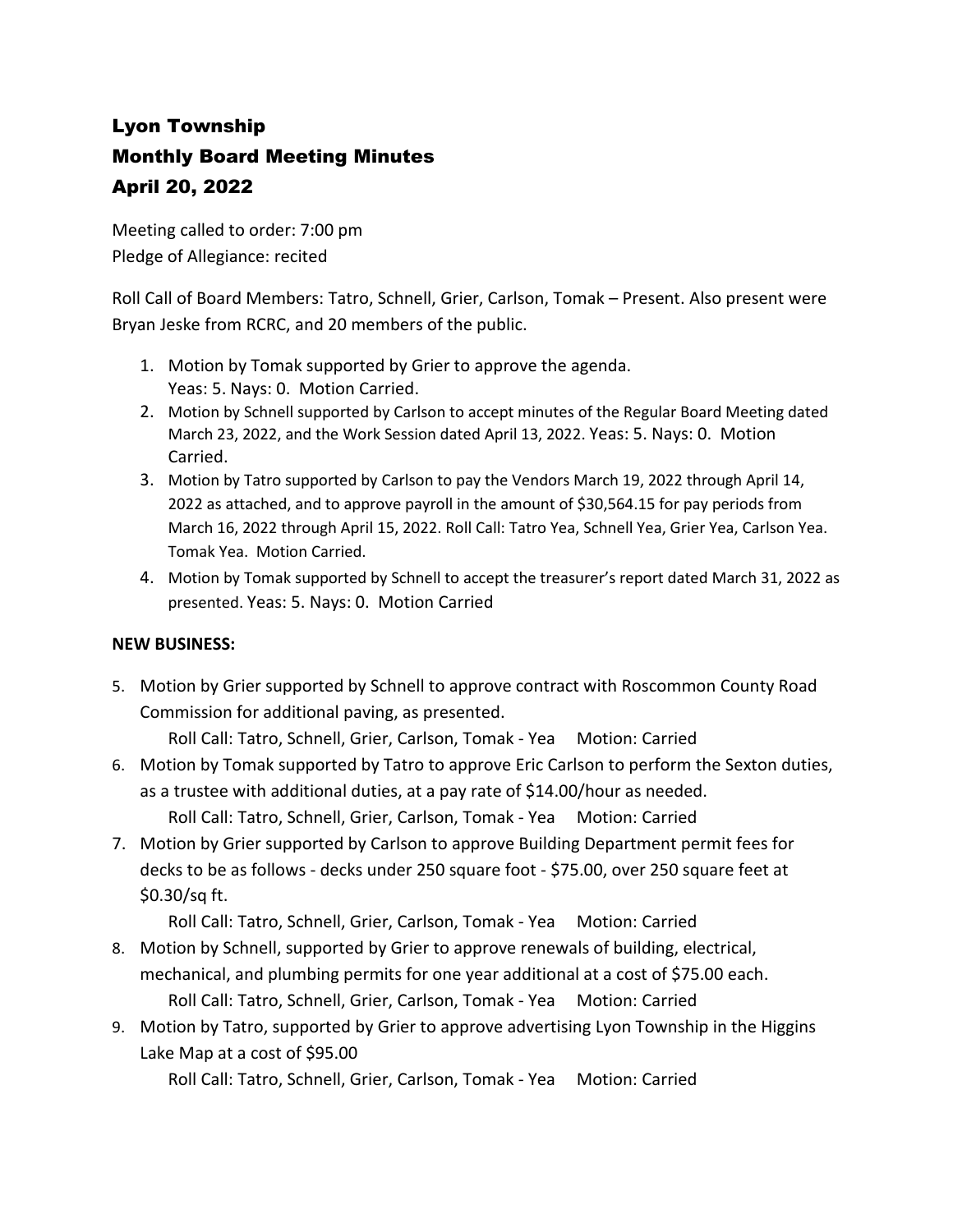# Lyon Township
# Monthly Board Meeting Minutes
# April 20, 2022

Meeting called to order: 7:00 pm
Pledge of Allegiance: recited

Roll Call of Board Members: Tatro, Schnell, Grier, Carlson, Tomak – Present. Also present were Bryan Jeske from RCRC, and 20 members of the public.

1. Motion by Tomak supported by Grier to approve the agenda.
   Yeas: 5. Nays: 0. Motion Carried.
2. Motion by Schnell supported by Carlson to accept minutes of the Regular Board Meeting dated March 23, 2022, and the Work Session dated April 13, 2022. Yeas: 5. Nays: 0. Motion Carried.
3. Motion by Tatro supported by Carlson to pay the Vendors March 19, 2022 through April 14, 2022 as attached, and to approve payroll in the amount of $30,564.15 for pay periods from March 16, 2022 through April 15, 2022. Roll Call: Tatro Yea, Schnell Yea, Grier Yea, Carlson Yea. Tomak Yea. Motion Carried.
4. Motion by Tomak supported by Schnell to accept the treasurer's report dated March 31, 2022 as presented. Yeas: 5. Nays: 0. Motion Carried

**NEW BUSINESS:**

5. Motion by Grier supported by Schnell to approve contract with Roscommon County Road Commission for additional paving, as presented.
   Roll Call: Tatro, Schnell, Grier, Carlson, Tomak - Yea  Motion: Carried
6. Motion by Tomak supported by Tatro to approve Eric Carlson to perform the Sexton duties, as a trustee with additional duties, at a pay rate of $14.00/hour as needed.
   Roll Call: Tatro, Schnell, Grier, Carlson, Tomak - Yea  Motion: Carried
7. Motion by Grier supported by Carlson to approve Building Department permit fees for decks to be as follows - decks under 250 square foot - $75.00, over 250 square feet at $0.30/sq ft.
   Roll Call: Tatro, Schnell, Grier, Carlson, Tomak - Yea  Motion: Carried
8. Motion by Schnell, supported by Grier to approve renewals of building, electrical, mechanical, and plumbing permits for one year additional at a cost of $75.00 each.
   Roll Call: Tatro, Schnell, Grier, Carlson, Tomak - Yea  Motion: Carried
9. Motion by Tatro, supported by Grier to approve advertising Lyon Township in the Higgins Lake Map at a cost of $95.00
   Roll Call: Tatro, Schnell, Grier, Carlson, Tomak - Yea  Motion: Carried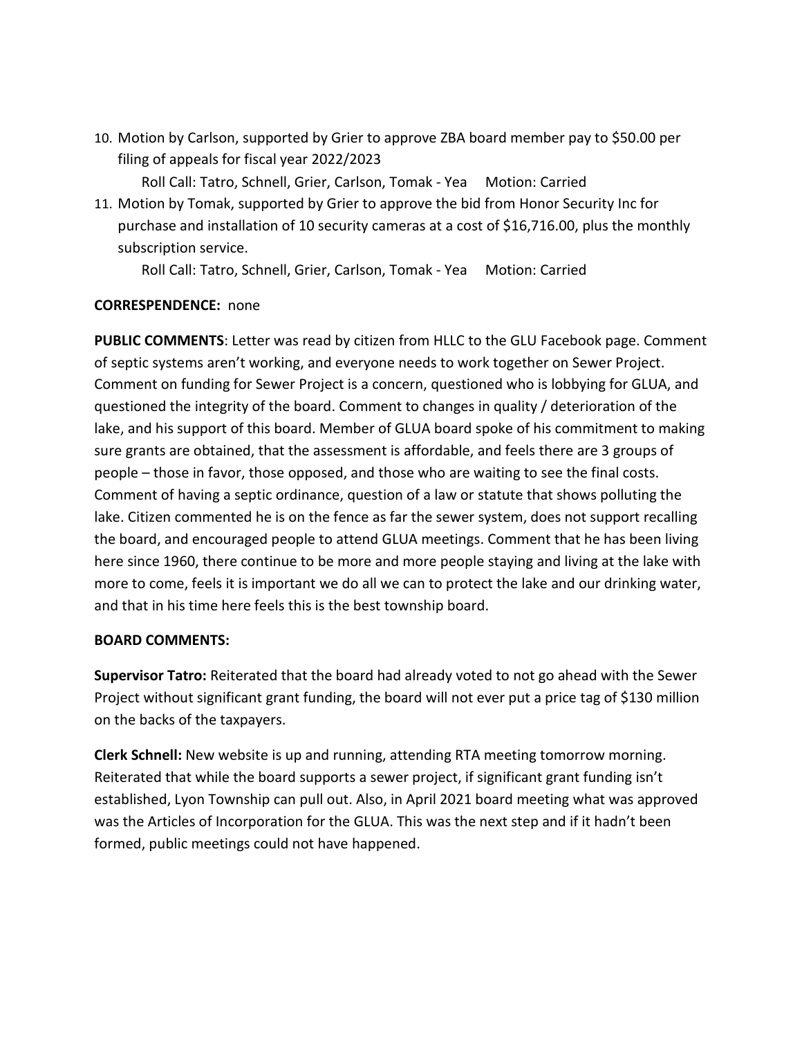10. Motion by Carlson, supported by Grier to approve ZBA board member pay to $50.00 per filing of appeals for fiscal year 2022/2023

    Roll Call: Tatro, Schnell, Grier, Carlson, Tomak - Yea     Motion: Carried

11. Motion by Tomak, supported by Grier to approve the bid from Honor Security Inc for purchase and installation of 10 security cameras at a cost of $16,716.00, plus the monthly subscription service.

    Roll Call: Tatro, Schnell, Grier, Carlson, Tomak - Yea     Motion: Carried

**CORRESPONDENCE:** none

**PUBLIC COMMENTS**: Letter was read by citizen from HLLC to the GLU Facebook page. Comment of septic systems aren't working, and everyone needs to work together on Sewer Project. Comment on funding for Sewer Project is a concern, questioned who is lobbying for GLUA, and questioned the integrity of the board. Comment to changes in quality / deterioration of the lake, and his support of this board. Member of GLUA board spoke of his commitment to making sure grants are obtained, that the assessment is affordable, and feels there are 3 groups of people – those in favor, those opposed, and those who are waiting to see the final costs. Comment of having a septic ordinance, question of a law or statute that shows polluting the lake. Citizen commented he is on the fence as far the sewer system, does not support recalling the board, and encouraged people to attend GLUA meetings. Comment that he has been living here since 1960, there continue to be more and more people staying and living at the lake with more to come, feels it is important we do all we can to protect the lake and our drinking water, and that in his time here feels this is the best township board.

**BOARD COMMENTS:**

**Supervisor Tatro:** Reiterated that the board had already voted to not go ahead with the Sewer Project without significant grant funding, the board will not ever put a price tag of $130 million on the backs of the taxpayers.

**Clerk Schnell:** New website is up and running, attending RTA meeting tomorrow morning. Reiterated that while the board supports a sewer project, if significant grant funding isn't established, Lyon Township can pull out. Also, in April 2021 board meeting what was approved was the Articles of Incorporation for the GLUA. This was the next step and if it hadn't been formed, public meetings could not have happened.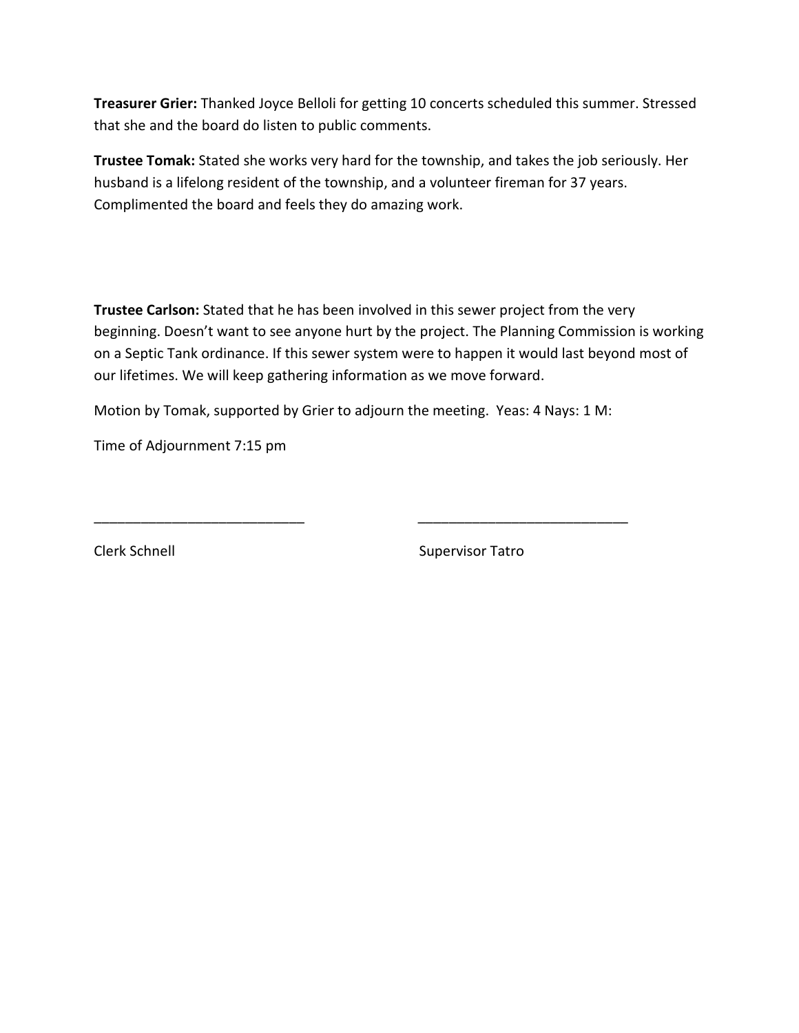**Treasurer Grier:** Thanked Joyce Belloli for getting 10 concerts scheduled this summer. Stressed that she and the board do listen to public comments.

**Trustee Tomak:** Stated she works very hard for the township, and takes the job seriously. Her husband is a lifelong resident of the township, and a volunteer fireman for 37 years. Complimented the board and feels they do amazing work.

**Trustee Carlson:** Stated that he has been involved in this sewer project from the very beginning. Doesn't want to see anyone hurt by the project. The Planning Commission is working on a Septic Tank ordinance. If this sewer system were to happen it would last beyond most of our lifetimes. We will keep gathering information as we move forward.

Motion by Tomak, supported by Grier to adjourn the meeting. Yeas: 4 Nays: 1 M:

Time of Adjournment 7:15 pm

___________________________ ___________________________

Clerk Schnell Supervisor Tatro